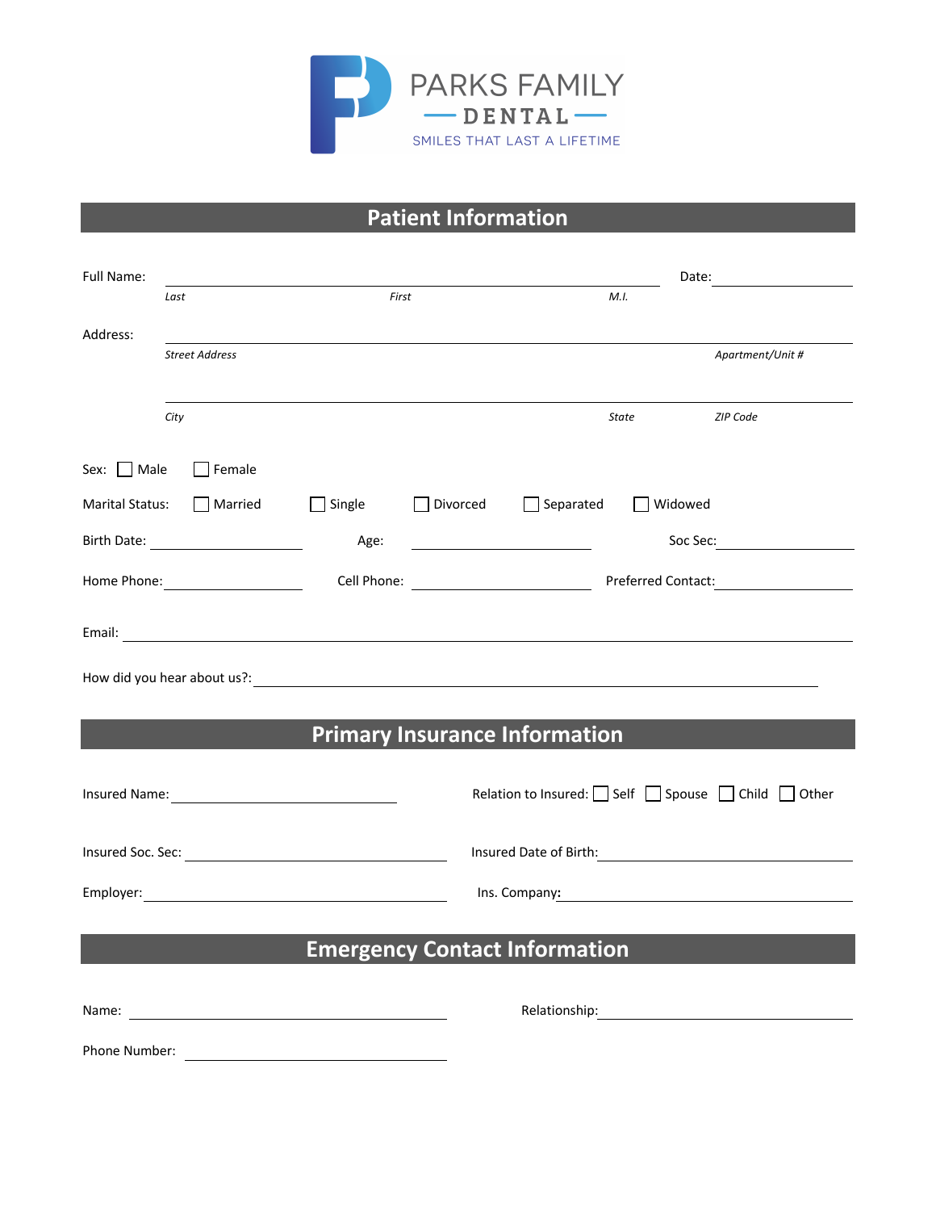# PARKS FAMILY DENTAL

SMILES THAT LAST A LIFETIME

## Patient Information

Full Name: ______________________________________________ Date: ______________

*Last* *First* *M.I.*

Address: ______________________________________________________________

*Street Address* *Apartment/Unit #*

______________________________________________________________

*City* *State* *ZIP Code*

Sex: ☐ Male ☐ Female

Marital Status: ☐ Married ☐ Single ☐ Divorced ☐ Separated ☐ Widowed

Birth Date: ______________ Age: ______________ Soc Sec: ______________

Home Phone: ______________ Cell Phone: ______________ Preferred Contact: ______________

Email: ______________________________________________________________

How did you hear about us?: ______________________________________________

## Primary Insurance Information

Insured Name: ______________________ Relation to Insured: ☐ Self ☐ Spouse ☐ Child ☐ Other

Insured Soc. Sec: ______________________ Insured Date of Birth: ______________________

Employer: ______________________ Ins. Company: ______________________

## Emergency Contact Information

Name: ______________________ Relationship: ______________________

Phone Number: ______________________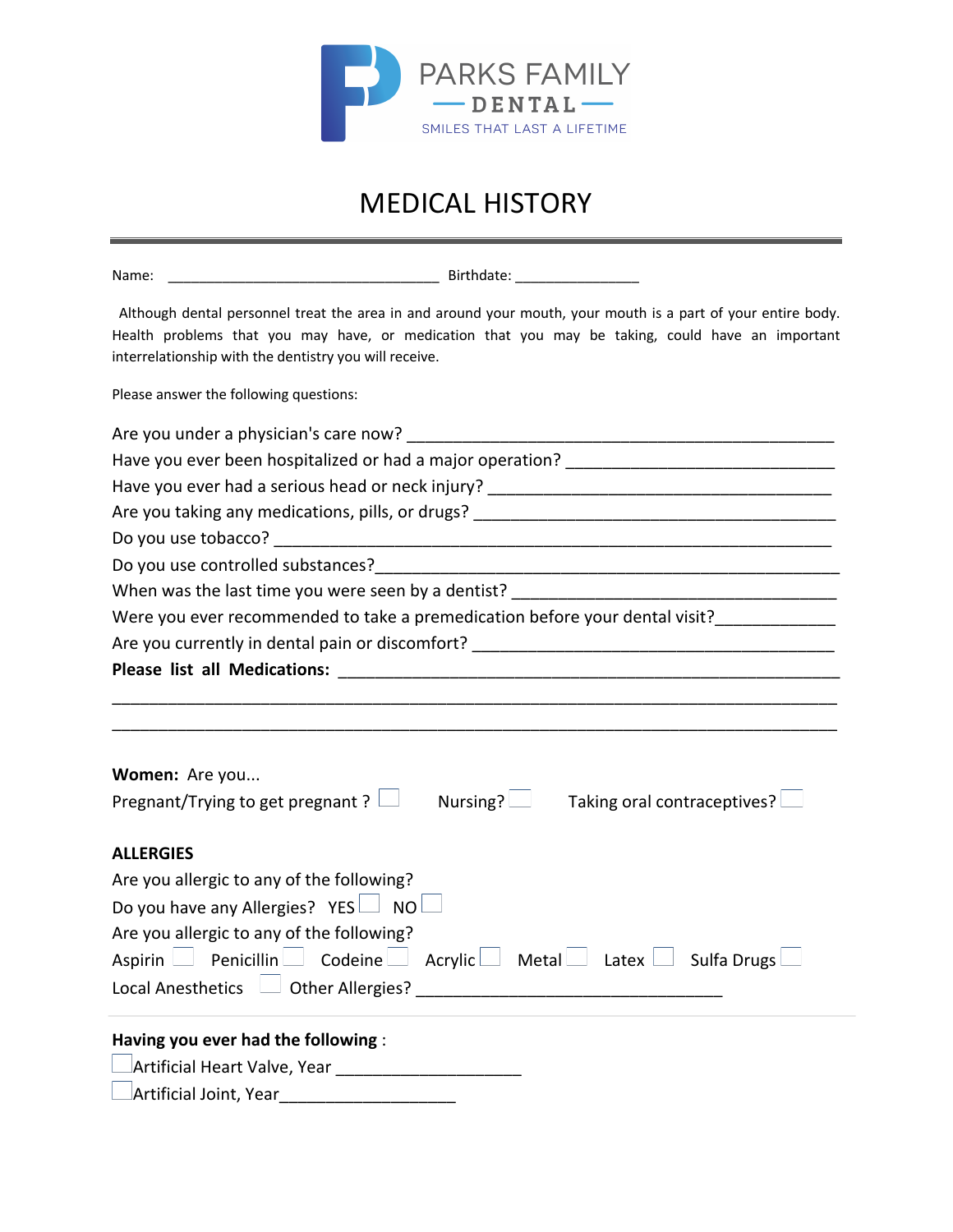PARKS FAMILY
DENTAL
SMILES THAT LAST A LIFETIME

# MEDICAL HISTORY

---

Name: ___________________________________ Birthdate: ________________

Although dental personnel treat the area in and around your mouth, your mouth is a part of your entire body. Health problems that you may have, or medication that you may be taking, could have an important interrelationship with the dentistry you will receive.

Please answer the following questions:

Are you under a physician's care now? ________________________________________________

Have you ever been hospitalized or had a major operation? ____________________________

Have you ever had a serious head or neck injury? ______________________________________

Are you taking any medications, pills, or drugs? _______________________________________

Do you use tobacco? _______________________________________________________________

Do you use controlled substances?___________________________________________________

When was the last time you were seen by a dentist? ____________________________________

Were you ever recommended to take a premedication before your dental visit?_____________

Are you currently in dental pain or discomfort? ________________________________________

**Please list all Medications:** ________________________________________________________

______________________________________________________________________________

______________________________________________________________________________

**Women:** Are you...

Pregnant/Trying to get pregnant ? ☐ Nursing? ☐ Taking oral contraceptives? ☐

**ALLERGIES**

Are you allergic to any of the following?

Do you have any Allergies? YES ☐ NO ☐

Are you allergic to any of the following?

Aspirin ☐ Penicillin ☐ Codeine ☐ Acrylic ☐ Metal ☐ Latex ☐ Sulfa Drugs ☐

Local Anesthetics ☐ Other Allergies? __________________________________

---

**Having you ever had the following** :

☐ Artificial Heart Valve, Year ____________________

☐ Artificial Joint, Year___________________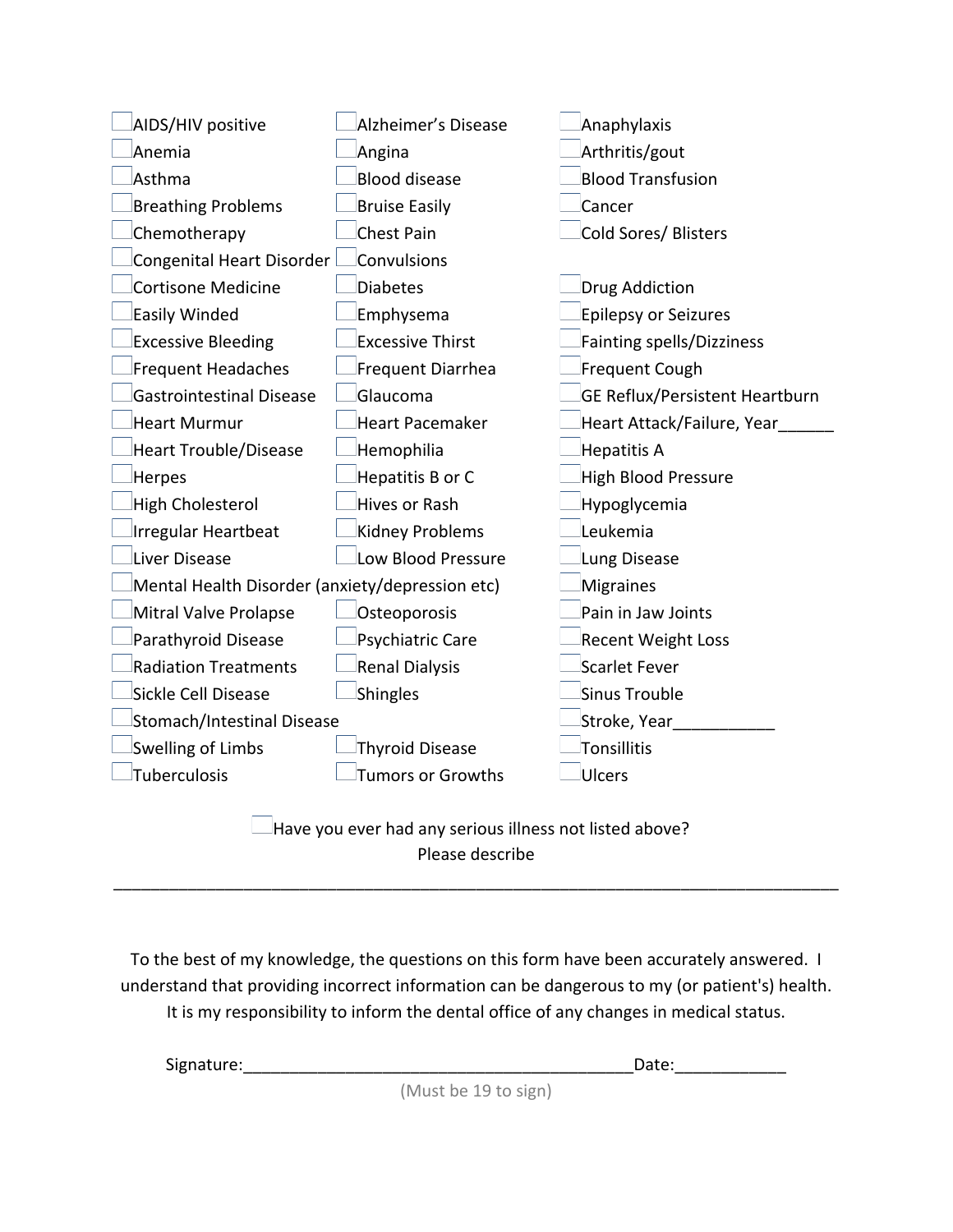- [ ] AIDS/HIV positive
- [ ] Alzheimer's Disease
- [ ] Anaphylaxis
- [ ] Anemia
- [ ] Angina
- [ ] Arthritis/gout
- [ ] Asthma
- [ ] Blood disease
- [ ] Blood Transfusion
- [ ] Breathing Problems
- [ ] Bruise Easily
- [ ] Cancer
- [ ] Chemotherapy
- [ ] Chest Pain
- [ ] Cold Sores/ Blisters
- [ ] Congenital Heart Disorder
- [ ] Convulsions
- [ ] Cortisone Medicine
- [ ] Diabetes
- [ ] Drug Addiction
- [ ] Easily Winded
- [ ] Emphysema
- [ ] Epilepsy or Seizures
- [ ] Excessive Bleeding
- [ ] Excessive Thirst
- [ ] Fainting spells/Dizziness
- [ ] Frequent Headaches
- [ ] Frequent Diarrhea
- [ ] Frequent Cough
- [ ] Gastrointestinal Disease
- [ ] Glaucoma
- [ ] GE Reflux/Persistent Heartburn
- [ ] Heart Murmur
- [ ] Heart Pacemaker
- [ ] Heart Attack/Failure, Year______
- [ ] Heart Trouble/Disease
- [ ] Hemophilia
- [ ] Hepatitis A
- [ ] Herpes
- [ ] Hepatitis B or C
- [ ] High Blood Pressure
- [ ] High Cholesterol
- [ ] Hives or Rash
- [ ] Hypoglycemia
- [ ] Irregular Heartbeat
- [ ] Kidney Problems
- [ ] Leukemia
- [ ] Liver Disease
- [ ] Low Blood Pressure
- [ ] Lung Disease
- [ ] Mental Health Disorder (anxiety/depression etc)
- [ ] Migraines
- [ ] Mitral Valve Prolapse
- [ ] Osteoporosis
- [ ] Pain in Jaw Joints
- [ ] Parathyroid Disease
- [ ] Psychiatric Care
- [ ] Recent Weight Loss
- [ ] Radiation Treatments
- [ ] Renal Dialysis
- [ ] Scarlet Fever
- [ ] Sickle Cell Disease
- [ ] Shingles
- [ ] Sinus Trouble
- [ ] Stomach/Intestinal Disease
- [ ] Stroke, Year___________
- [ ] Swelling of Limbs
- [ ] Thyroid Disease
- [ ] Tonsillitis
- [ ] Tuberculosis
- [ ] Tumors or Growths
- [ ] Ulcers

- [ ] Have you ever had any serious illness not listed above?

Please describe

_______________________________________________________________________________

To the best of my knowledge, the questions on this form have been accurately answered. I understand that providing incorrect information can be dangerous to my (or patient's) health. It is my responsibility to inform the dental office of any changes in medical status.

Signature:__________________________________________Date:____________

(Must be 19 to sign)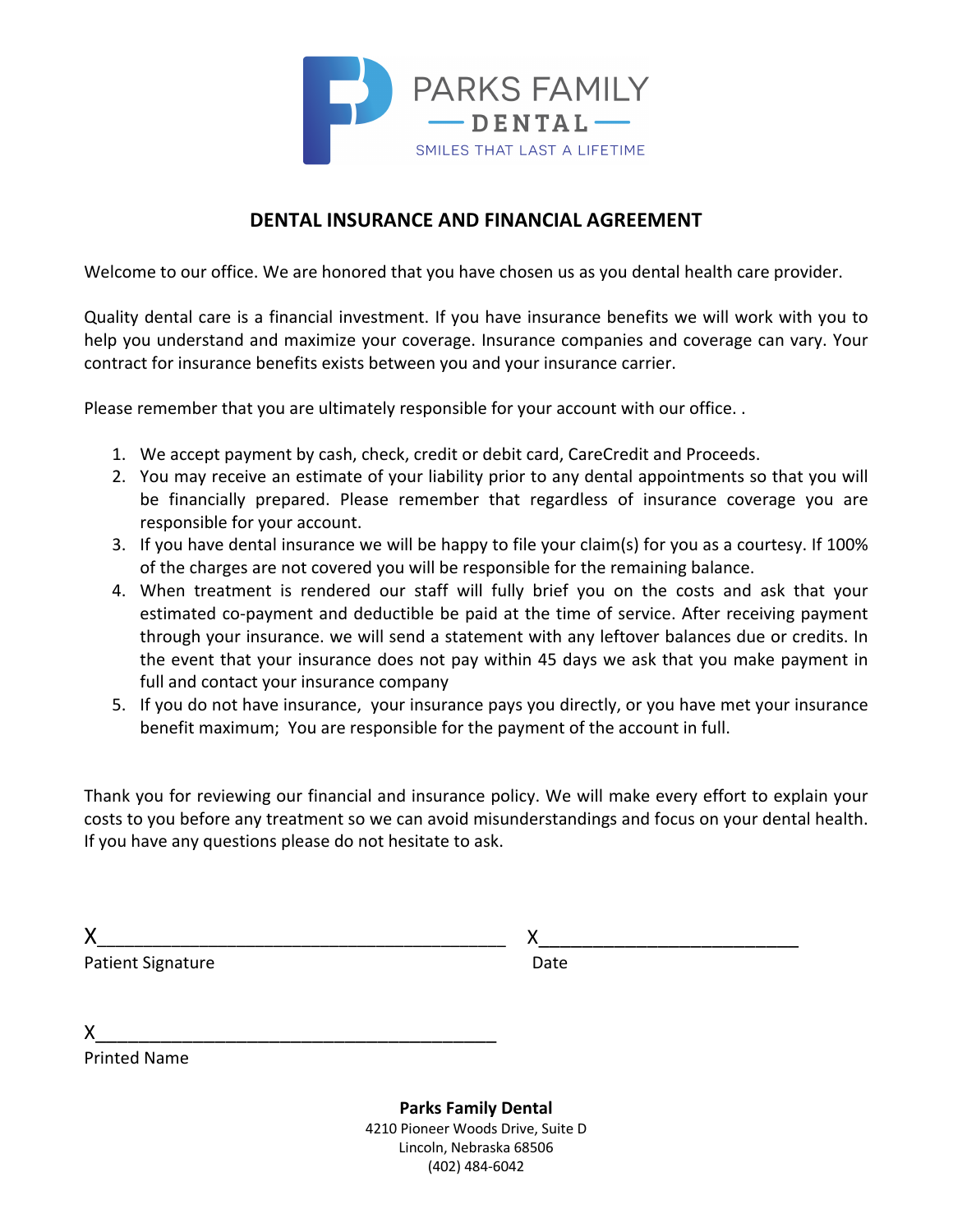PARKS FAMILY
— DENTAL —
SMILES THAT LAST A LIFETIME

## DENTAL INSURANCE AND FINANCIAL AGREEMENT

Welcome to our office. We are honored that you have chosen us as you dental health care provider.

Quality dental care is a financial investment. If you have insurance benefits we will work with you to help you understand and maximize your coverage. Insurance companies and coverage can vary. Your contract for insurance benefits exists between you and your insurance carrier.

Please remember that you are ultimately responsible for your account with our office. .

1. We accept payment by cash, check, credit or debit card, CareCredit and Proceeds.
2. You may receive an estimate of your liability prior to any dental appointments so that you will be financially prepared. Please remember that regardless of insurance coverage you are responsible for your account.
3. If you have dental insurance we will be happy to file your claim(s) for you as a courtesy. If 100% of the charges are not covered you will be responsible for the remaining balance.
4. When treatment is rendered our staff will fully brief you on the costs and ask that your estimated co-payment and deductible be paid at the time of service. After receiving payment through your insurance. we will send a statement with any leftover balances due or credits. In the event that your insurance does not pay within 45 days we ask that you make payment in full and contact your insurance company
5. If you do not have insurance, your insurance pays you directly, or you have met your insurance benefit maximum; You are responsible for the payment of the account in full.

Thank you for reviewing our financial and insurance policy. We will make every effort to explain your costs to you before any treatment so we can avoid misunderstandings and focus on your dental health. If you have any questions please do not hesitate to ask.

X________________________________________ X_________________________

Patient Signature Date

X________________________________________

Printed Name

**Parks Family Dental**
4210 Pioneer Woods Drive, Suite D
Lincoln, Nebraska 68506
(402) 484-6042